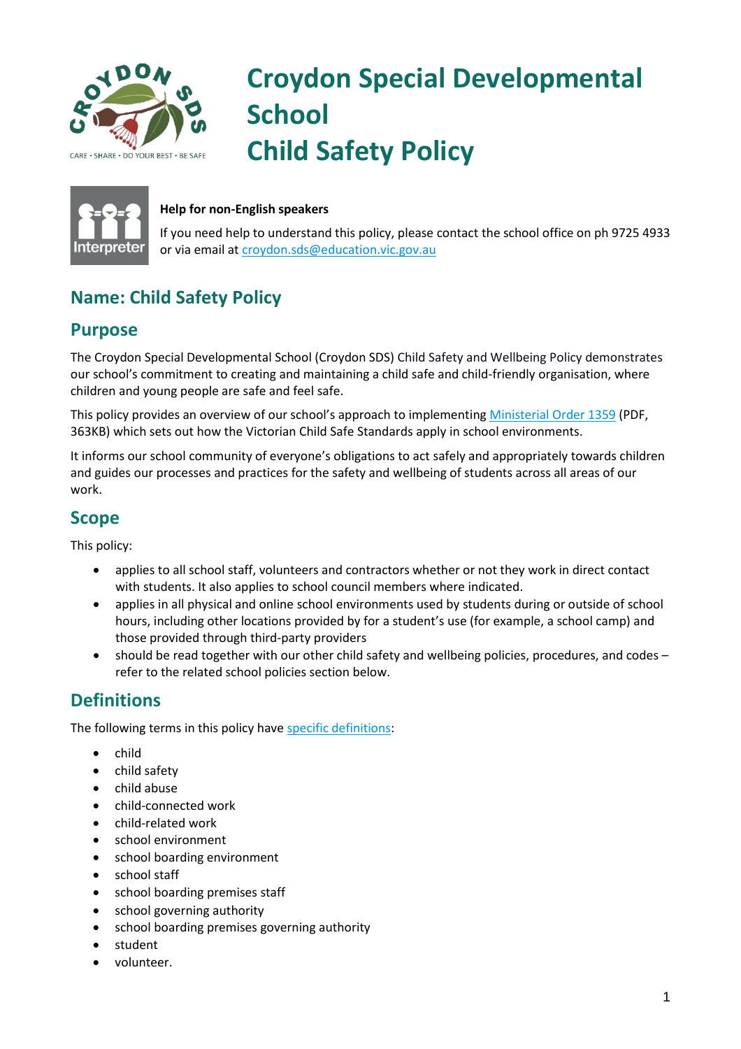# Croydon Special Developmental School
# Child Safety Policy

**Help for non-English speakers**

If you need help to understand this policy, please contact the school office on ph 9725 4933 or via email at croydon.sds@education.vic.gov.au

## Name: Child Safety Policy

## Purpose

The Croydon Special Developmental School (Croydon SDS) Child Safety and Wellbeing Policy demonstrates our school's commitment to creating and maintaining a child safe and child-friendly organisation, where children and young people are safe and feel safe.

This policy provides an overview of our school's approach to implementing Ministerial Order 1359 (PDF, 363KB) which sets out how the Victorian Child Safe Standards apply in school environments.

It informs our school community of everyone's obligations to act safely and appropriately towards children and guides our processes and practices for the safety and wellbeing of students across all areas of our work.

## Scope

This policy:

- applies to all school staff, volunteers and contractors whether or not they work in direct contact with students. It also applies to school council members where indicated.
- applies in all physical and online school environments used by students during or outside of school hours, including other locations provided by for a student's use (for example, a school camp) and those provided through third-party providers
- should be read together with our other child safety and wellbeing policies, procedures, and codes – refer to the related school policies section below.

## Definitions

The following terms in this policy have specific definitions:

- child
- child safety
- child abuse
- child-connected work
- child-related work
- school environment
- school boarding environment
- school staff
- school boarding premises staff
- school governing authority
- school boarding premises governing authority
- student
- volunteer.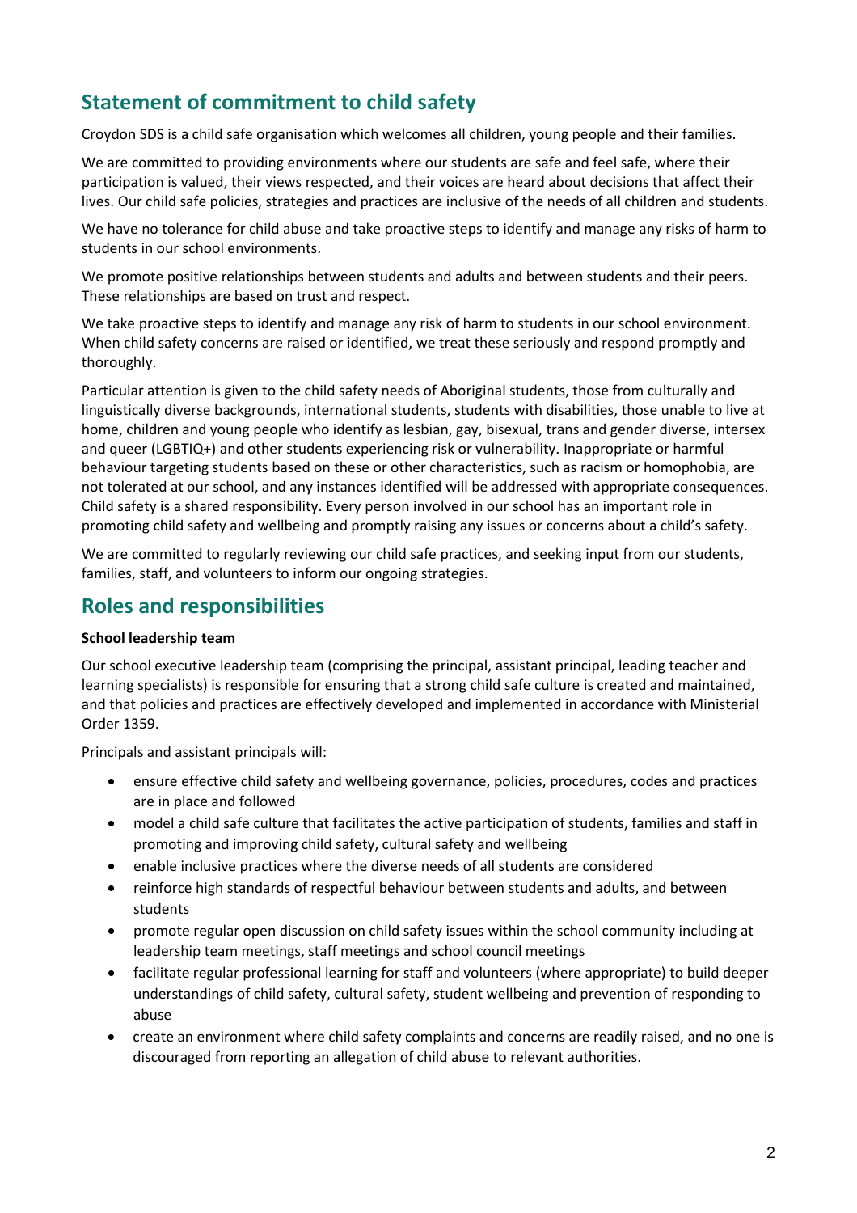## Statement of commitment to child safety

Croydon SDS is a child safe organisation which welcomes all children, young people and their families.

We are committed to providing environments where our students are safe and feel safe, where their participation is valued, their views respected, and their voices are heard about decisions that affect their lives. Our child safe policies, strategies and practices are inclusive of the needs of all children and students.

We have no tolerance for child abuse and take proactive steps to identify and manage any risks of harm to students in our school environments.

We promote positive relationships between students and adults and between students and their peers. These relationships are based on trust and respect.

We take proactive steps to identify and manage any risk of harm to students in our school environment. When child safety concerns are raised or identified, we treat these seriously and respond promptly and thoroughly.

Particular attention is given to the child safety needs of Aboriginal students, those from culturally and linguistically diverse backgrounds, international students, students with disabilities, those unable to live at home, children and young people who identify as lesbian, gay, bisexual, trans and gender diverse, intersex and queer (LGBTIQ+) and other students experiencing risk or vulnerability. Inappropriate or harmful behaviour targeting students based on these or other characteristics, such as racism or homophobia, are not tolerated at our school, and any instances identified will be addressed with appropriate consequences. Child safety is a shared responsibility. Every person involved in our school has an important role in promoting child safety and wellbeing and promptly raising any issues or concerns about a child's safety.

We are committed to regularly reviewing our child safe practices, and seeking input from our students, families, staff, and volunteers to inform our ongoing strategies.

## Roles and responsibilities

**School leadership team**

Our school executive leadership team (comprising the principal, assistant principal, leading teacher and learning specialists) is responsible for ensuring that a strong child safe culture is created and maintained, and that policies and practices are effectively developed and implemented in accordance with Ministerial Order 1359.

Principals and assistant principals will:

- ensure effective child safety and wellbeing governance, policies, procedures, codes and practices are in place and followed
- model a child safe culture that facilitates the active participation of students, families and staff in promoting and improving child safety, cultural safety and wellbeing
- enable inclusive practices where the diverse needs of all students are considered
- reinforce high standards of respectful behaviour between students and adults, and between students
- promote regular open discussion on child safety issues within the school community including at leadership team meetings, staff meetings and school council meetings
- facilitate regular professional learning for staff and volunteers (where appropriate) to build deeper understandings of child safety, cultural safety, student wellbeing and prevention of responding to abuse
- create an environment where child safety complaints and concerns are readily raised, and no one is discouraged from reporting an allegation of child abuse to relevant authorities.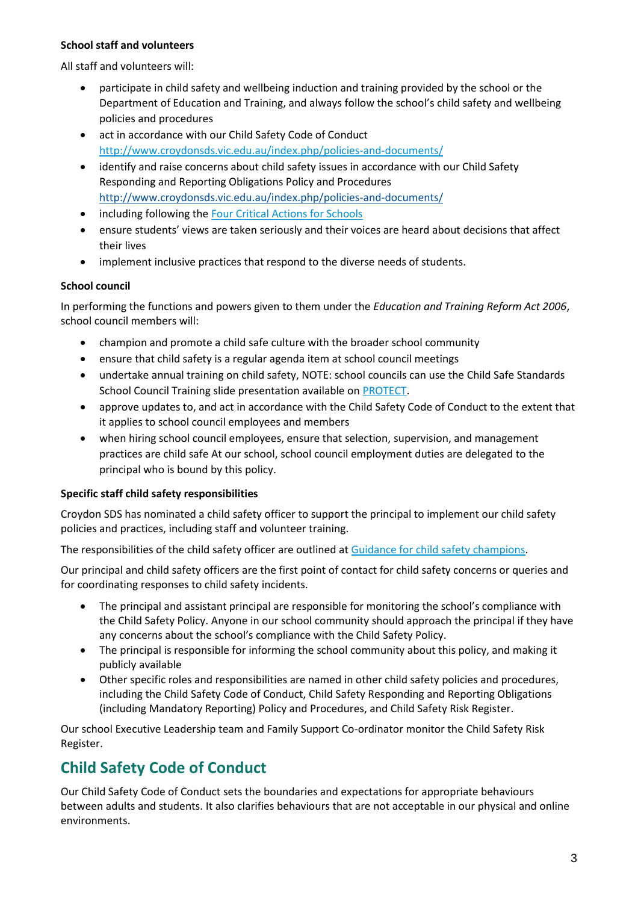**School staff and volunteers**

All staff and volunteers will:

- participate in child safety and wellbeing induction and training provided by the school or the Department of Education and Training, and always follow the school's child safety and wellbeing policies and procedures
- act in accordance with our Child Safety Code of Conduct http://www.croydonsds.vic.edu.au/index.php/policies-and-documents/
- identify and raise concerns about child safety issues in accordance with our Child Safety Responding and Reporting Obligations Policy and Procedures http://www.croydonsds.vic.edu.au/index.php/policies-and-documents/
- including following the Four Critical Actions for Schools
- ensure students' views are taken seriously and their voices are heard about decisions that affect their lives
- implement inclusive practices that respond to the diverse needs of students.

**School council**

In performing the functions and powers given to them under the *Education and Training Reform Act 2006*, school council members will:

- champion and promote a child safe culture with the broader school community
- ensure that child safety is a regular agenda item at school council meetings
- undertake annual training on child safety, NOTE: school councils can use the Child Safe Standards School Council Training slide presentation available on PROTECT.
- approve updates to, and act in accordance with the Child Safety Code of Conduct to the extent that it applies to school council employees and members
- when hiring school council employees, ensure that selection, supervision, and management practices are child safe At our school, school council employment duties are delegated to the principal who is bound by this policy.

**Specific staff child safety responsibilities**

Croydon SDS has nominated a child safety officer to support the principal to implement our child safety policies and practices, including staff and volunteer training.

The responsibilities of the child safety officer are outlined at Guidance for child safety champions.

Our principal and child safety officers are the first point of contact for child safety concerns or queries and for coordinating responses to child safety incidents.

- The principal and assistant principal are responsible for monitoring the school's compliance with the Child Safety Policy. Anyone in our school community should approach the principal if they have any concerns about the school's compliance with the Child Safety Policy.
- The principal is responsible for informing the school community about this policy, and making it publicly available
- Other specific roles and responsibilities are named in other child safety policies and procedures, including the Child Safety Code of Conduct, Child Safety Responding and Reporting Obligations (including Mandatory Reporting) Policy and Procedures, and Child Safety Risk Register.

Our school Executive Leadership team and Family Support Co-ordinator monitor the Child Safety Risk Register.

## Child Safety Code of Conduct

Our Child Safety Code of Conduct sets the boundaries and expectations for appropriate behaviours between adults and students. It also clarifies behaviours that are not acceptable in our physical and online environments.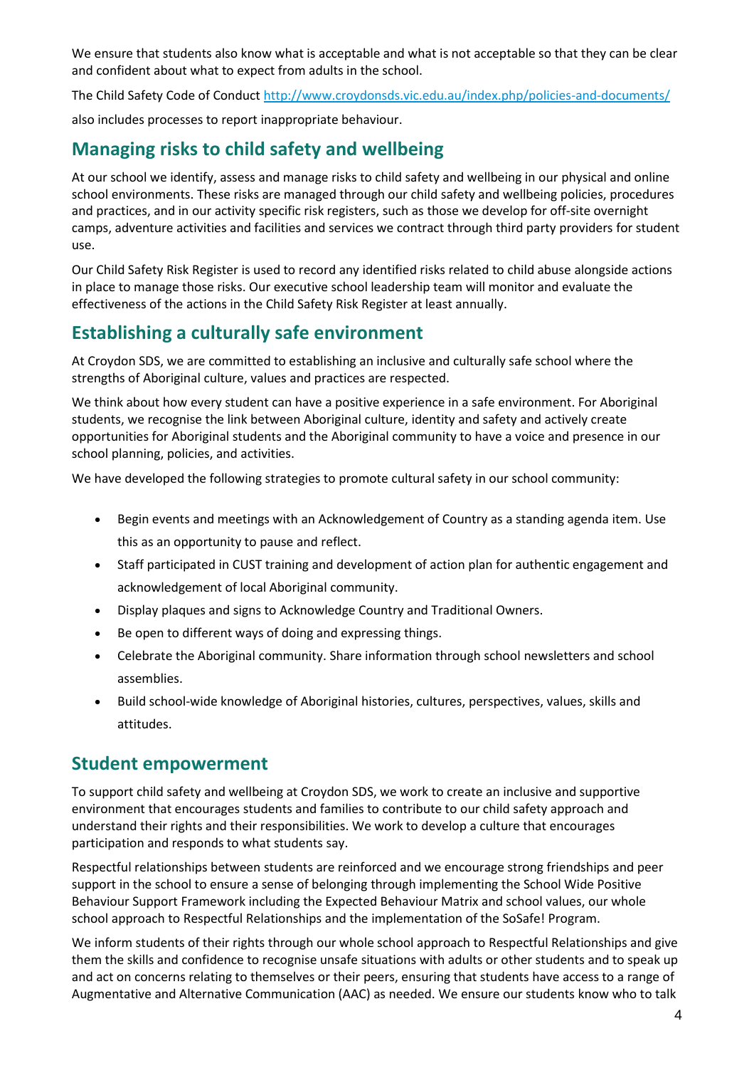We ensure that students also know what is acceptable and what is not acceptable so that they can be clear and confident about what to expect from adults in the school.

The Child Safety Code of Conduct http://www.croydonsds.vic.edu.au/index.php/policies-and-documents/

also includes processes to report inappropriate behaviour.

## Managing risks to child safety and wellbeing

At our school we identify, assess and manage risks to child safety and wellbeing in our physical and online school environments. These risks are managed through our child safety and wellbeing policies, procedures and practices, and in our activity specific risk registers, such as those we develop for off-site overnight camps, adventure activities and facilities and services we contract through third party providers for student use.

Our Child Safety Risk Register is used to record any identified risks related to child abuse alongside actions in place to manage those risks. Our executive school leadership team will monitor and evaluate the effectiveness of the actions in the Child Safety Risk Register at least annually.

## Establishing a culturally safe environment

At Croydon SDS, we are committed to establishing an inclusive and culturally safe school where the strengths of Aboriginal culture, values and practices are respected.

We think about how every student can have a positive experience in a safe environment. For Aboriginal students, we recognise the link between Aboriginal culture, identity and safety and actively create opportunities for Aboriginal students and the Aboriginal community to have a voice and presence in our school planning, policies, and activities.

We have developed the following strategies to promote cultural safety in our school community:

- Begin events and meetings with an Acknowledgement of Country as a standing agenda item. Use this as an opportunity to pause and reflect.
- Staff participated in CUST training and development of action plan for authentic engagement and acknowledgement of local Aboriginal community.
- Display plaques and signs to Acknowledge Country and Traditional Owners.
- Be open to different ways of doing and expressing things.
- Celebrate the Aboriginal community. Share information through school newsletters and school assemblies.
- Build school-wide knowledge of Aboriginal histories, cultures, perspectives, values, skills and attitudes.

## Student empowerment

To support child safety and wellbeing at Croydon SDS, we work to create an inclusive and supportive environment that encourages students and families to contribute to our child safety approach and understand their rights and their responsibilities. We work to develop a culture that encourages participation and responds to what students say.

Respectful relationships between students are reinforced and we encourage strong friendships and peer support in the school to ensure a sense of belonging through implementing the School Wide Positive Behaviour Support Framework including the Expected Behaviour Matrix and school values, our whole school approach to Respectful Relationships and the implementation of the SoSafe! Program.

We inform students of their rights through our whole school approach to Respectful Relationships and give them the skills and confidence to recognise unsafe situations with adults or other students and to speak up and act on concerns relating to themselves or their peers, ensuring that students have access to a range of Augmentative and Alternative Communication (AAC) as needed. We ensure our students know who to talk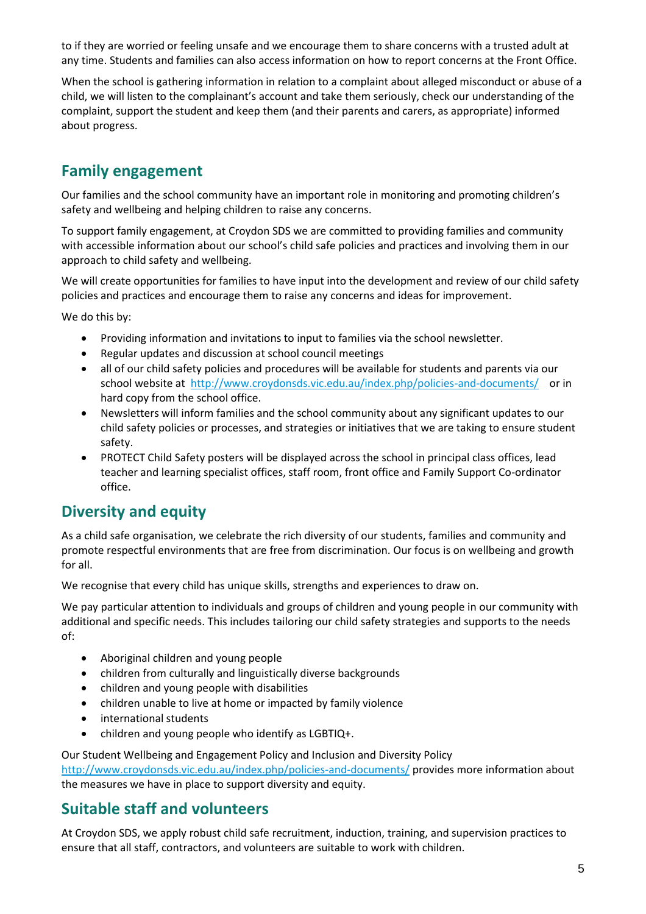to if they are worried or feeling unsafe and we encourage them to share concerns with a trusted adult at any time. Students and families can also access information on how to report concerns at the Front Office.

When the school is gathering information in relation to a complaint about alleged misconduct or abuse of a child, we will listen to the complainant's account and take them seriously, check our understanding of the complaint, support the student and keep them (and their parents and carers, as appropriate) informed about progress.

## Family engagement

Our families and the school community have an important role in monitoring and promoting children's safety and wellbeing and helping children to raise any concerns.

To support family engagement, at Croydon SDS we are committed to providing families and community with accessible information about our school's child safe policies and practices and involving them in our approach to child safety and wellbeing.

We will create opportunities for families to have input into the development and review of our child safety policies and practices and encourage them to raise any concerns and ideas for improvement.

We do this by:

- Providing information and invitations to input to families via the school newsletter.
- Regular updates and discussion at school council meetings
- all of our child safety policies and procedures will be available for students and parents via our school website at http://www.croydonsds.vic.edu.au/index.php/policies-and-documents/ or in hard copy from the school office.
- Newsletters will inform families and the school community about any significant updates to our child safety policies or processes, and strategies or initiatives that we are taking to ensure student safety.
- PROTECT Child Safety posters will be displayed across the school in principal class offices, lead teacher and learning specialist offices, staff room, front office and Family Support Co-ordinator office.

## Diversity and equity

As a child safe organisation, we celebrate the rich diversity of our students, families and community and promote respectful environments that are free from discrimination. Our focus is on wellbeing and growth for all.

We recognise that every child has unique skills, strengths and experiences to draw on.

We pay particular attention to individuals and groups of children and young people in our community with additional and specific needs. This includes tailoring our child safety strategies and supports to the needs of:

- Aboriginal children and young people
- children from culturally and linguistically diverse backgrounds
- children and young people with disabilities
- children unable to live at home or impacted by family violence
- international students
- children and young people who identify as LGBTIQ+.

Our Student Wellbeing and Engagement Policy and Inclusion and Diversity Policy http://www.croydonsds.vic.edu.au/index.php/policies-and-documents/ provides more information about the measures we have in place to support diversity and equity.

## Suitable staff and volunteers

At Croydon SDS, we apply robust child safe recruitment, induction, training, and supervision practices to ensure that all staff, contractors, and volunteers are suitable to work with children.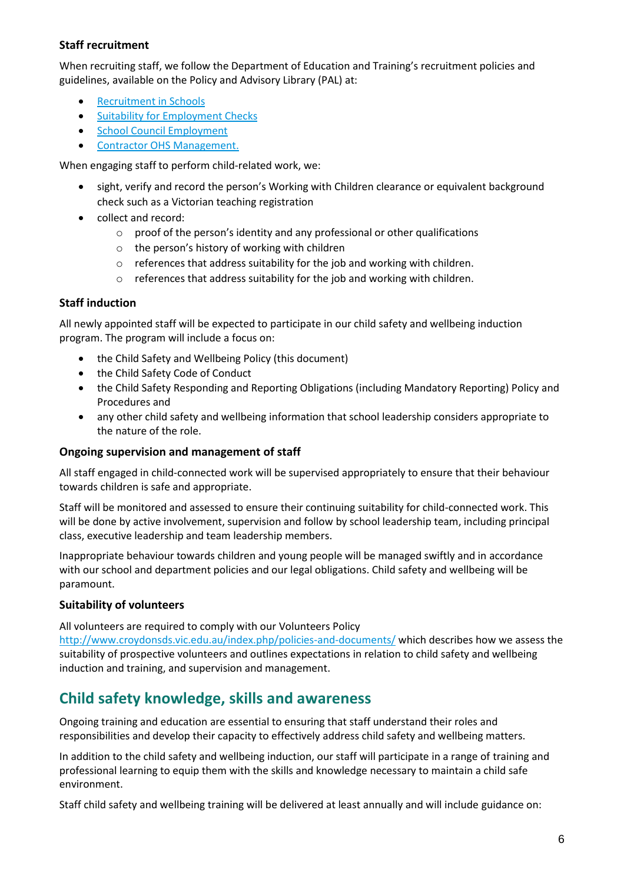### Staff recruitment

When recruiting staff, we follow the Department of Education and Training's recruitment policies and guidelines, available on the Policy and Advisory Library (PAL) at:

- [Recruitment in Schools]
- [Suitability for Employment Checks]
- [School Council Employment]
- [Contractor OHS Management.]

When engaging staff to perform child-related work, we:

- sight, verify and record the person's Working with Children clearance or equivalent background check such as a Victorian teaching registration
- collect and record:
  - proof of the person's identity and any professional or other qualifications
  - the person's history of working with children
  - references that address suitability for the job and working with children.
  - references that address suitability for the job and working with children.

### Staff induction

All newly appointed staff will be expected to participate in our child safety and wellbeing induction program. The program will include a focus on:

- the Child Safety and Wellbeing Policy (this document)
- the Child Safety Code of Conduct
- the Child Safety Responding and Reporting Obligations (including Mandatory Reporting) Policy and Procedures and
- any other child safety and wellbeing information that school leadership considers appropriate to the nature of the role.

### Ongoing supervision and management of staff

All staff engaged in child-connected work will be supervised appropriately to ensure that their behaviour towards children is safe and appropriate.

Staff will be monitored and assessed to ensure their continuing suitability for child-connected work. This will be done by active involvement, supervision and follow by school leadership team, including principal class, executive leadership and team leadership members.

Inappropriate behaviour towards children and young people will be managed swiftly and in accordance with our school and department policies and our legal obligations. Child safety and wellbeing will be paramount.

### Suitability of volunteers

All volunteers are required to comply with our Volunteers Policy http://www.croydonsds.vic.edu.au/index.php/policies-and-documents/ which describes how we assess the suitability of prospective volunteers and outlines expectations in relation to child safety and wellbeing induction and training, and supervision and management.

## Child safety knowledge, skills and awareness

Ongoing training and education are essential to ensuring that staff understand their roles and responsibilities and develop their capacity to effectively address child safety and wellbeing matters.

In addition to the child safety and wellbeing induction, our staff will participate in a range of training and professional learning to equip them with the skills and knowledge necessary to maintain a child safe environment.

Staff child safety and wellbeing training will be delivered at least annually and will include guidance on: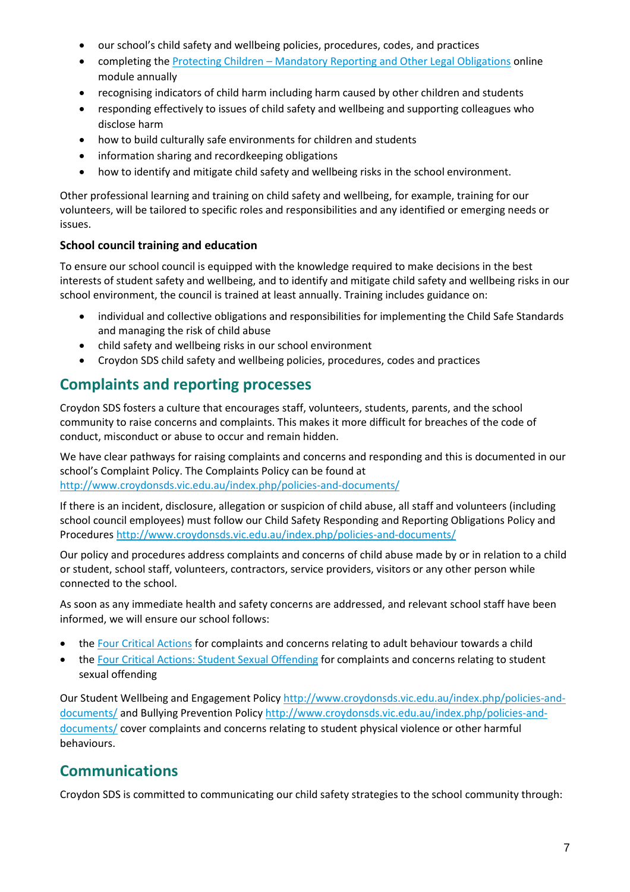- our school's child safety and wellbeing policies, procedures, codes, and practices
- completing the [Protecting Children – Mandatory Reporting and Other Legal Obligations]() online module annually
- recognising indicators of child harm including harm caused by other children and students
- responding effectively to issues of child safety and wellbeing and supporting colleagues who disclose harm
- how to build culturally safe environments for children and students
- information sharing and recordkeeping obligations
- how to identify and mitigate child safety and wellbeing risks in the school environment.

Other professional learning and training on child safety and wellbeing, for example, training for our volunteers, will be tailored to specific roles and responsibilities and any identified or emerging needs or issues.

**School council training and education**

To ensure our school council is equipped with the knowledge required to make decisions in the best interests of student safety and wellbeing, and to identify and mitigate child safety and wellbeing risks in our school environment, the council is trained at least annually. Training includes guidance on:

- individual and collective obligations and responsibilities for implementing the Child Safe Standards and managing the risk of child abuse
- child safety and wellbeing risks in our school environment
- Croydon SDS child safety and wellbeing policies, procedures, codes and practices

## Complaints and reporting processes

Croydon SDS fosters a culture that encourages staff, volunteers, students, parents, and the school community to raise concerns and complaints. This makes it more difficult for breaches of the code of conduct, misconduct or abuse to occur and remain hidden.

We have clear pathways for raising complaints and concerns and responding and this is documented in our school's Complaint Policy. The Complaints Policy can be found at http://www.croydonsds.vic.edu.au/index.php/policies-and-documents/

If there is an incident, disclosure, allegation or suspicion of child abuse, all staff and volunteers (including school council employees) must follow our Child Safety Responding and Reporting Obligations Policy and Procedures http://www.croydonsds.vic.edu.au/index.php/policies-and-documents/

Our policy and procedures address complaints and concerns of child abuse made by or in relation to a child or student, school staff, volunteers, contractors, service providers, visitors or any other person while connected to the school.

As soon as any immediate health and safety concerns are addressed, and relevant school staff have been informed, we will ensure our school follows:

- the [Four Critical Actions]() for complaints and concerns relating to adult behaviour towards a child
- the [Four Critical Actions: Student Sexual Offending]() for complaints and concerns relating to student sexual offending

Our Student Wellbeing and Engagement Policy http://www.croydonsds.vic.edu.au/index.php/policies-and-documents/ and Bullying Prevention Policy http://www.croydonsds.vic.edu.au/index.php/policies-and-documents/ cover complaints and concerns relating to student physical violence or other harmful behaviours.

## Communications

Croydon SDS is committed to communicating our child safety strategies to the school community through: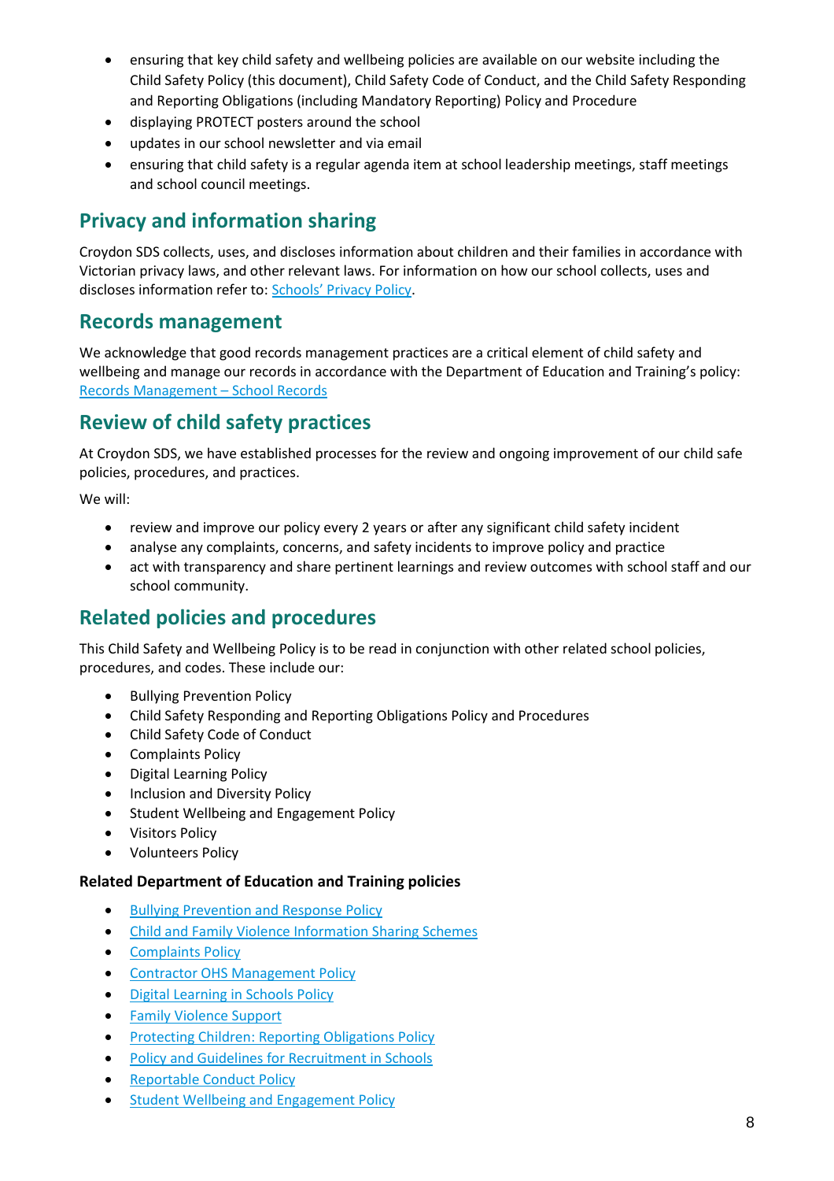- ensuring that key child safety and wellbeing policies are available on our website including the Child Safety Policy (this document), Child Safety Code of Conduct, and the Child Safety Responding and Reporting Obligations (including Mandatory Reporting) Policy and Procedure
- displaying PROTECT posters around the school
- updates in our school newsletter and via email
- ensuring that child safety is a regular agenda item at school leadership meetings, staff meetings and school council meetings.

## Privacy and information sharing

Croydon SDS collects, uses, and discloses information about children and their families in accordance with Victorian privacy laws, and other relevant laws. For information on how our school collects, uses and discloses information refer to: [Schools' Privacy Policy](#).

## Records management

We acknowledge that good records management practices are a critical element of child safety and wellbeing and manage our records in accordance with the Department of Education and Training's policy: [Records Management – School Records](#)

## Review of child safety practices

At Croydon SDS, we have established processes for the review and ongoing improvement of our child safe policies, procedures, and practices.

We will:

- review and improve our policy every 2 years or after any significant child safety incident
- analyse any complaints, concerns, and safety incidents to improve policy and practice
- act with transparency and share pertinent learnings and review outcomes with school staff and our school community.

## Related policies and procedures

This Child Safety and Wellbeing Policy is to be read in conjunction with other related school policies, procedures, and codes. These include our:

- Bullying Prevention Policy
- Child Safety Responding and Reporting Obligations Policy and Procedures
- Child Safety Code of Conduct
- Complaints Policy
- Digital Learning Policy
- Inclusion and Diversity Policy
- Student Wellbeing and Engagement Policy
- Visitors Policy
- Volunteers Policy

**Related Department of Education and Training policies**

- [Bullying Prevention and Response Policy](#)
- [Child and Family Violence Information Sharing Schemes](#)
- [Complaints Policy](#)
- [Contractor OHS Management Policy](#)
- [Digital Learning in Schools Policy](#)
- [Family Violence Support](#)
- [Protecting Children: Reporting Obligations Policy](#)
- [Policy and Guidelines for Recruitment in Schools](#)
- [Reportable Conduct Policy](#)
- [Student Wellbeing and Engagement Policy](#)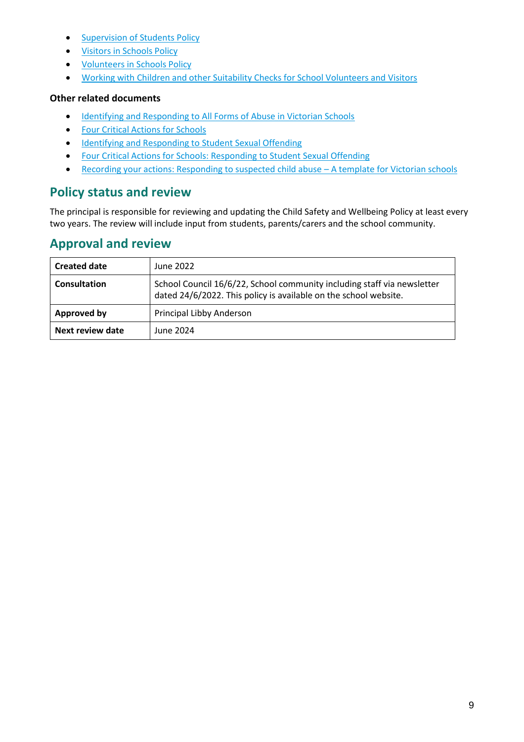- Supervision of Students Policy
- Visitors in Schools Policy
- Volunteers in Schools Policy
- Working with Children and other Suitability Checks for School Volunteers and Visitors

**Other related documents**

- Identifying and Responding to All Forms of Abuse in Victorian Schools
- Four Critical Actions for Schools
- Identifying and Responding to Student Sexual Offending
- Four Critical Actions for Schools: Responding to Student Sexual Offending
- Recording your actions: Responding to suspected child abuse – A template for Victorian schools

## Policy status and review

The principal is responsible for reviewing and updating the Child Safety and Wellbeing Policy at least every two years. The review will include input from students, parents/carers and the school community.

## Approval and review

| | |
|---|---|
| **Created date** | June 2022 |
| **Consultation** | School Council 16/6/22, School community including staff via newsletter dated 24/6/2022. This policy is available on the school website. |
| **Approved by** | Principal Libby Anderson |
| **Next review date** | June 2024 |